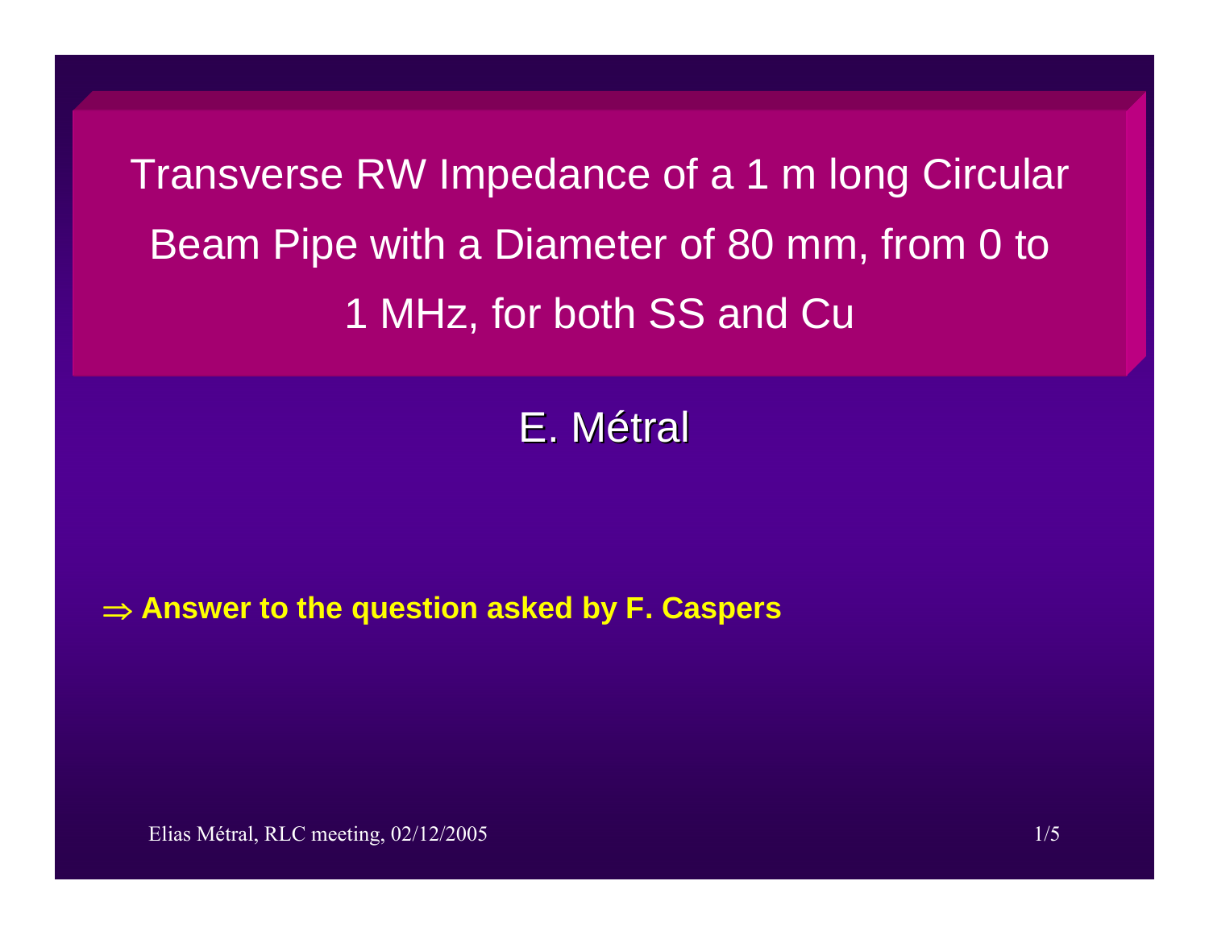# Transverse RW Impedance of a 1 m long Circular Beam Pipe with a Diameter of 80 mm, from 0 to 1 MHz, for both SS and Cu

E. Métral

$\Rightarrow$ **Answer to the question asked by F. Caspers**

Elias Métral, RLC meeting, 02/12/2005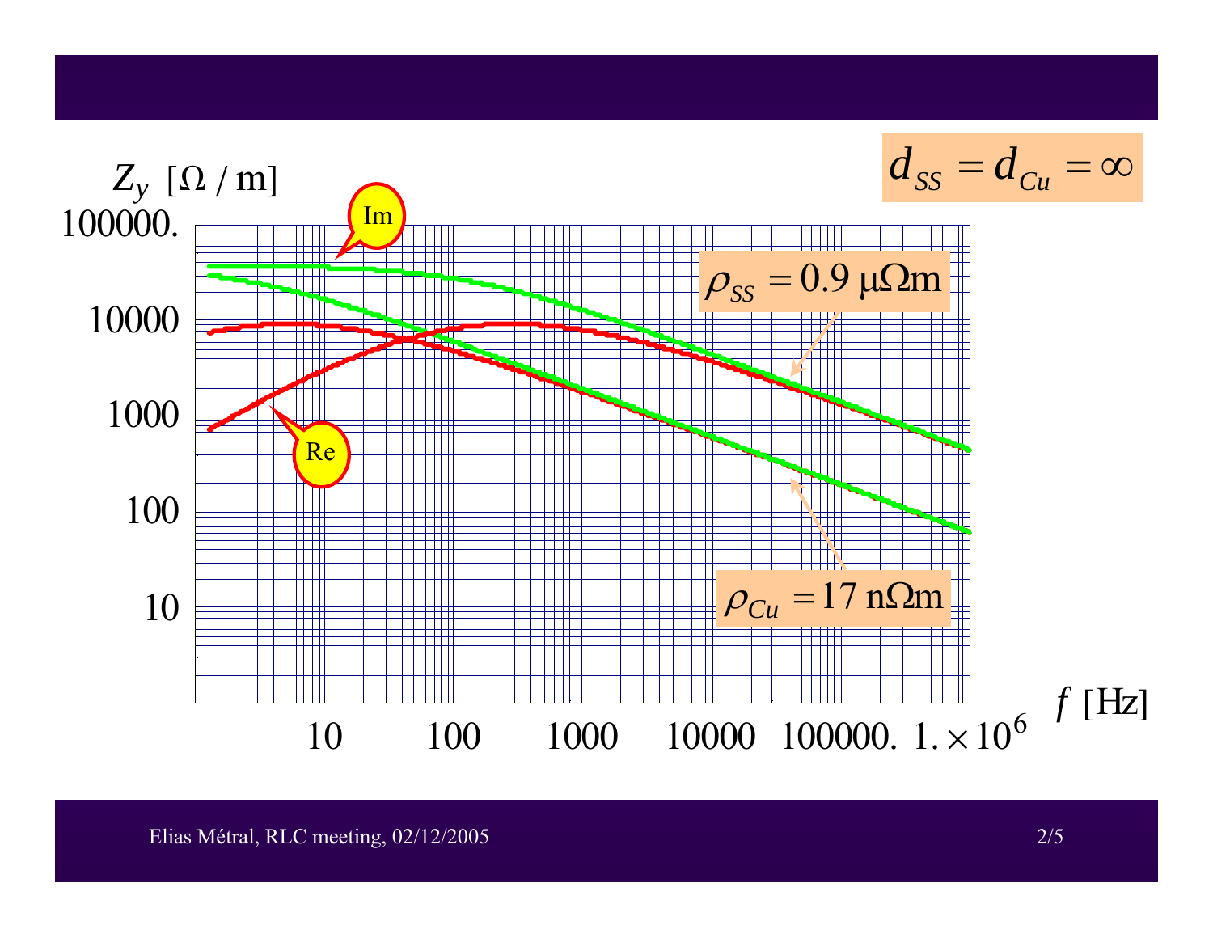$d_{SS} = d_{Cu} = \infty$

$Z_y \; [\Omega / \text{m}]$

Im

Re

$\rho_{SS} = 0.9 \; \mu\Omega\text{m}$

$\rho_{Cu} = 17 \; \text{n}\Omega\text{m}$

$f \; [\text{Hz}]$

100000.

10000

1000

100

10

10 100 1000 10000 100000. $1. \times 10^6$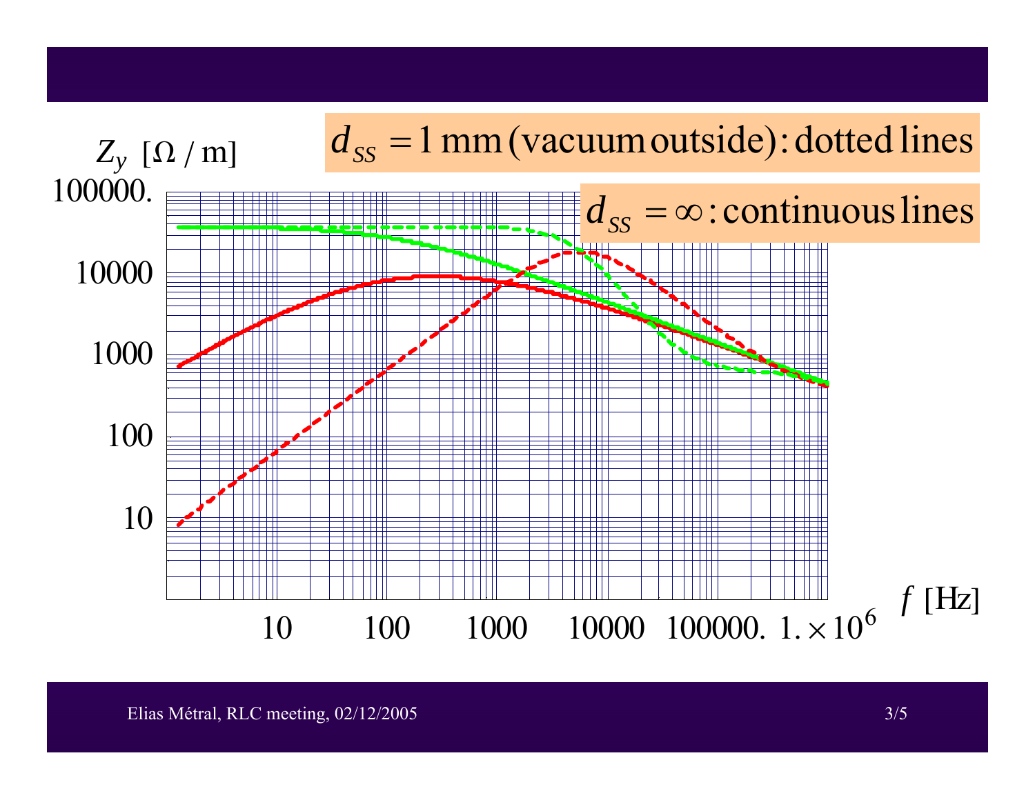$d_{SS} = 1 \text{ mm (vacuum outside): dotted lines}$

$d_{SS} = \infty \text{: continuous lines}$

$Z_y \; [\Omega / \text{m}]$

100000.

10000

1000

100

10

10 100 1000 10000 100000. $1. \times 10^6$

$f \; [\text{Hz}]$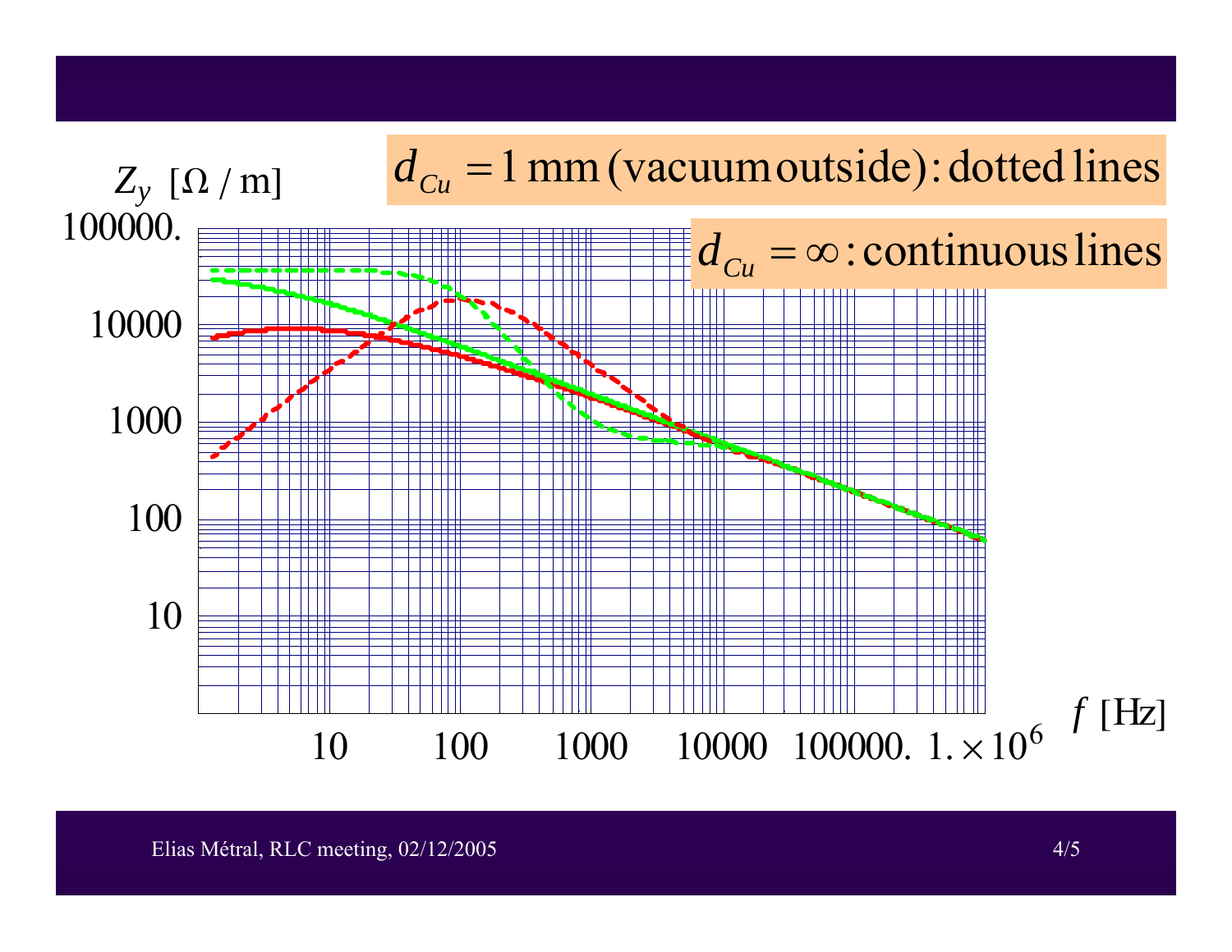$d_{Cu} = 1$ mm (vacuum outside): dotted lines

$d_{Cu} = \infty$: continuous lines

$Z_y$ $[\Omega / \mathrm{m}]$

100000.

10000

1000

100

10

10 100 1000 10000 100000. $1. \times 10^6$

$f$ [Hz]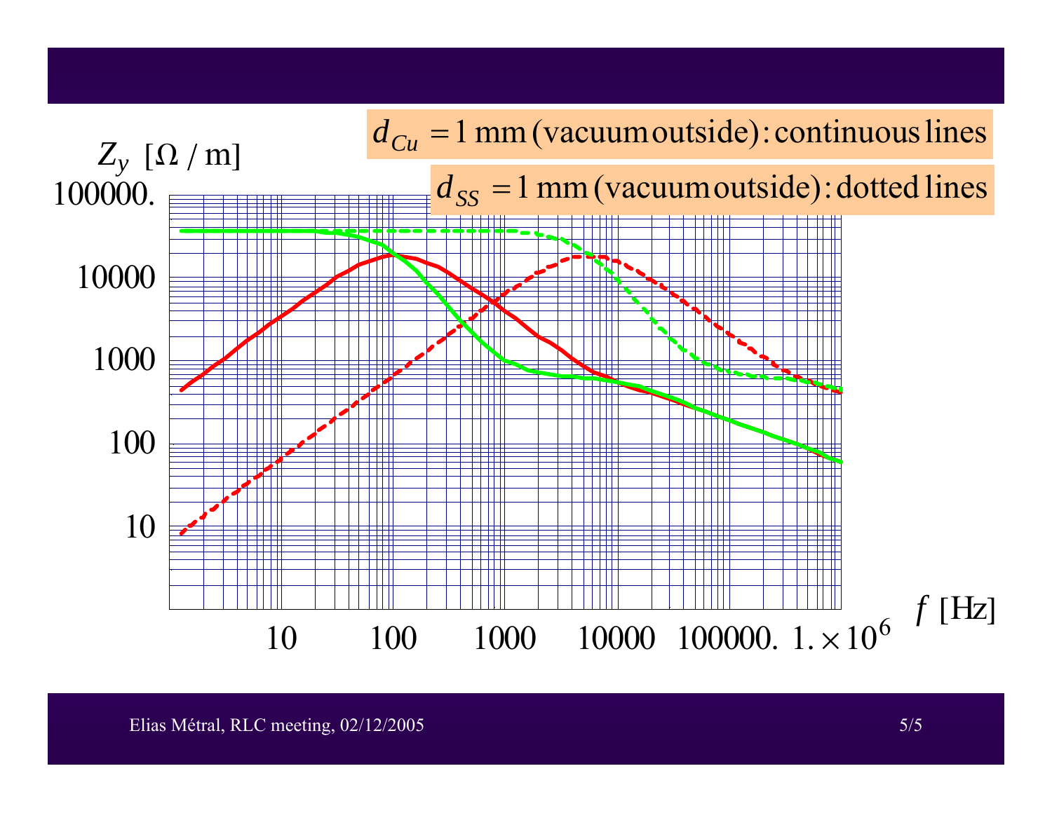$d_{Cu} = 1\ \text{mm}$ (vacuum outside) : continuous lines

$d_{SS} = 1\ \text{mm}$ (vacuum outside) : dotted lines

$Z_y\ [\Omega / \text{m}]$

100000.

10000

1000

100

10

10

100

1000

10000

100000.

$1. \times 10^6$

$f$ [Hz]